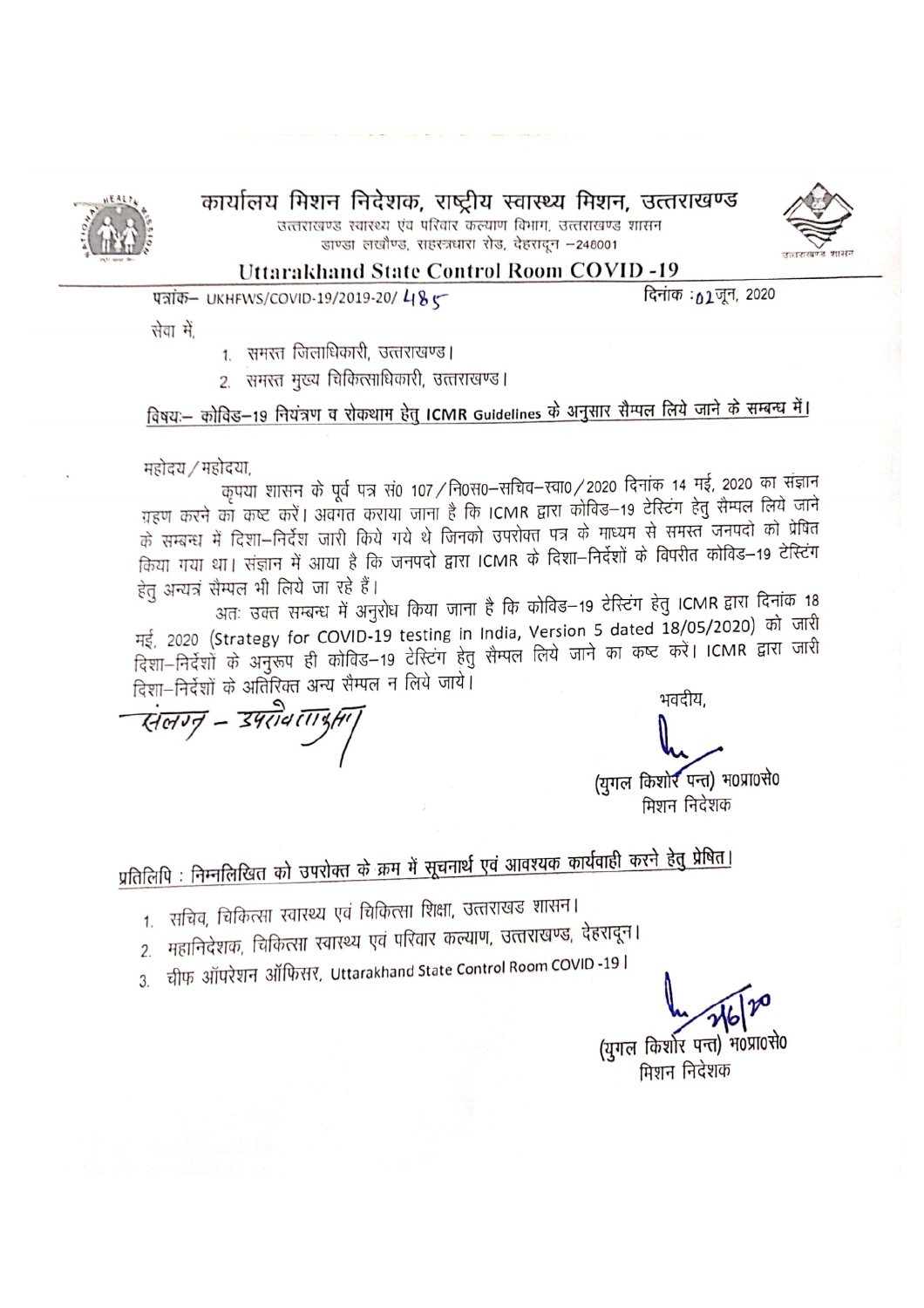# कार्यालय मिशन निदेशक, राष्ट्रीय स्वास्थ्य मिशन, उत्तराखण्ड

उत्तराखण्ड स्वास्थ्य एंव परिवार कल्याण विभाग, उत्तराखण्ड शासन
डाण्डा लखौण्ड, सहस्त्रधारा रोड, देहरादून -248001

## Uttarakhand State Control Room COVID -19

पत्रांक– UKHFWS/COVID-19/2019-20/ 485 दिनांक : 02 जून, 2020

सेवा में,

1. समस्त जिलाधिकारी, उत्तराखण्ड।
2. समस्त मुख्य चिकित्साधिकारी, उत्तराखण्ड।

**विषयः– कोविड–19 नियंत्रण व रोकथाम हेतु ICMR Guidelines के अनुसार सैम्पल लिये जाने के सम्बन्ध में।**

महोदय / महोदया,

कृपया शासन के पूर्व पत्र सं0 107 / नि0स0–सचिव–स्वा0 / 2020 दिनांक 14 मई, 2020 का संज्ञान ग्रहण करने का कष्ट करें। अवगत कराया जाना है कि ICMR द्वारा कोविड–19 टेस्टिंग हेतु सैम्पल लिये जाने के सम्बन्ध में दिशा–निर्देश जारी किये गये थे जिनको उपरोक्त पत्र के माध्यम से समस्त जनपदो को प्रेषित किया गया था। संज्ञान में आया है कि जनपदो द्वारा ICMR के दिशा–निर्देशों के विपरीत कोविड–19 टेस्टिंग हेतु अन्यत्र सैम्पल भी लिये जा रहे हैं।

अतः उक्त सम्बन्ध में अनुरोध किया जाना है कि कोविड–19 टेस्टिंग हेतु ICMR द्वारा दिनांक 18 मई, 2020 (Strategy for COVID-19 testing in India, Version 5 dated 18/05/2020) को जारी दिशा–निर्देशों के अनुरूप ही कोविड–19 टेस्टिंग हेतु सैम्पल लिये जाने का कष्ट करें। ICMR द्वारा जारी दिशा–निर्देशों के अतिरिक्त अन्य सैम्पल न लिये जाये।

संलग्न – उपरोक्तानुसार

भवदीय,

(युगल किशोर पन्त) भ0प्रा0से0
मिशन निदेशक

**प्रतिलिपि : निम्नलिखित को उपरोक्त के क्रम में सूचनार्थ एवं आवश्यक कार्यवाही करने हेतु प्रेषित।**

1. सचिव, चिकित्सा स्वास्थ्य एवं चिकित्सा शिक्षा, उत्तराखड शासन।
2. महानिदेशक, चिकित्सा स्वास्थ्य एवं परिवार कल्याण, उत्तराखण्ड, देहरादून।
3. चीफ ऑपरेशन ऑफिसर, Uttarakhand State Control Room COVID -19 ।

2/6/20

(युगल किशोर पन्त) भ0प्रा0से0
मिशन निदेशक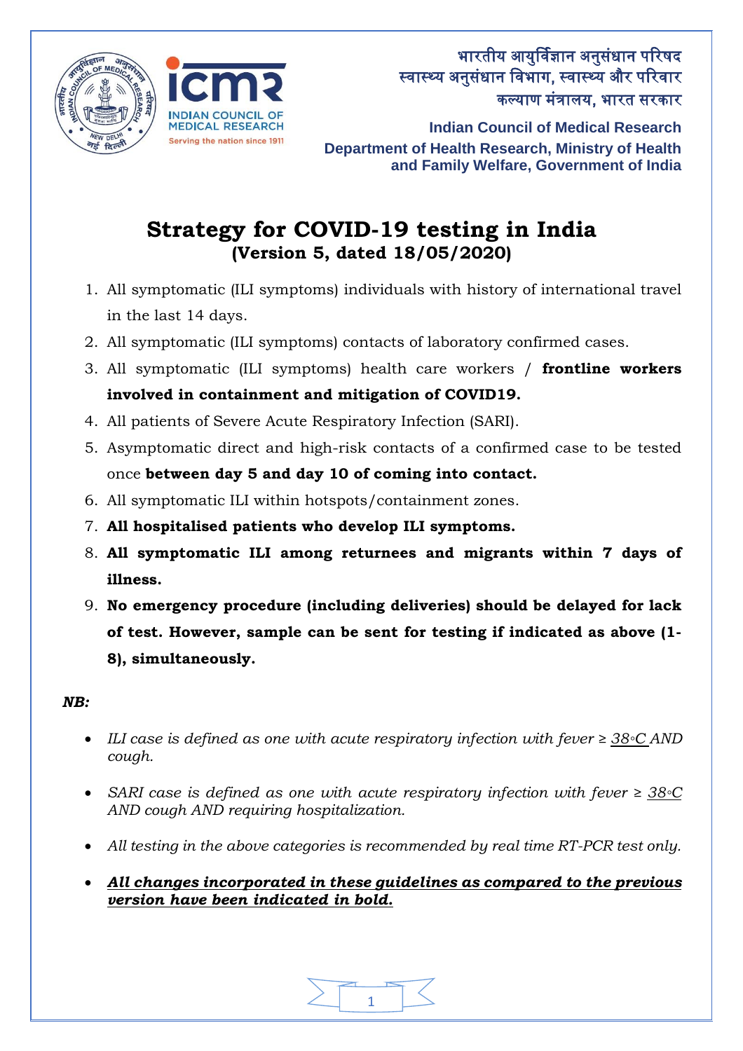भारतीय आयुर्विज्ञान अनुसंधान परिषद
स्वास्थ्य अनुसंधान विभाग, स्वास्थ्य और परिवार
कल्याण मंत्रालय, भारत सरकार

**Indian Council of Medical Research**
**Department of Health Research, Ministry of Health and Family Welfare, Government of India**

# Strategy for COVID-19 testing in India
## (Version 5, dated 18/05/2020)

1. All symptomatic (ILI symptoms) individuals with history of international travel in the last 14 days.
2. All symptomatic (ILI symptoms) contacts of laboratory confirmed cases.
3. All symptomatic (ILI symptoms) health care workers / **frontline workers involved in containment and mitigation of COVID19.**
4. All patients of Severe Acute Respiratory Infection (SARI).
5. Asymptomatic direct and high-risk contacts of a confirmed case to be tested once **between day 5 and day 10 of coming into contact.**
6. All symptomatic ILI within hotspots/containment zones.
7. **All hospitalised patients who develop ILI symptoms.**
8. **All symptomatic ILI among returnees and migrants within 7 days of illness.**
9. **No emergency procedure (including deliveries) should be delayed for lack of test. However, sample can be sent for testing if indicated as above (1-8), simultaneously.**

***NB:***

- *ILI case is defined as one with acute respiratory infection with fever ≥ 38◦C AND cough.*
- *SARI case is defined as one with acute respiratory infection with fever ≥ 38◦C AND cough AND requiring hospitalization.*
- *All testing in the above categories is recommended by real time RT-PCR test only.*
- ***All changes incorporated in these guidelines as compared to the previous version have been indicated in bold.***